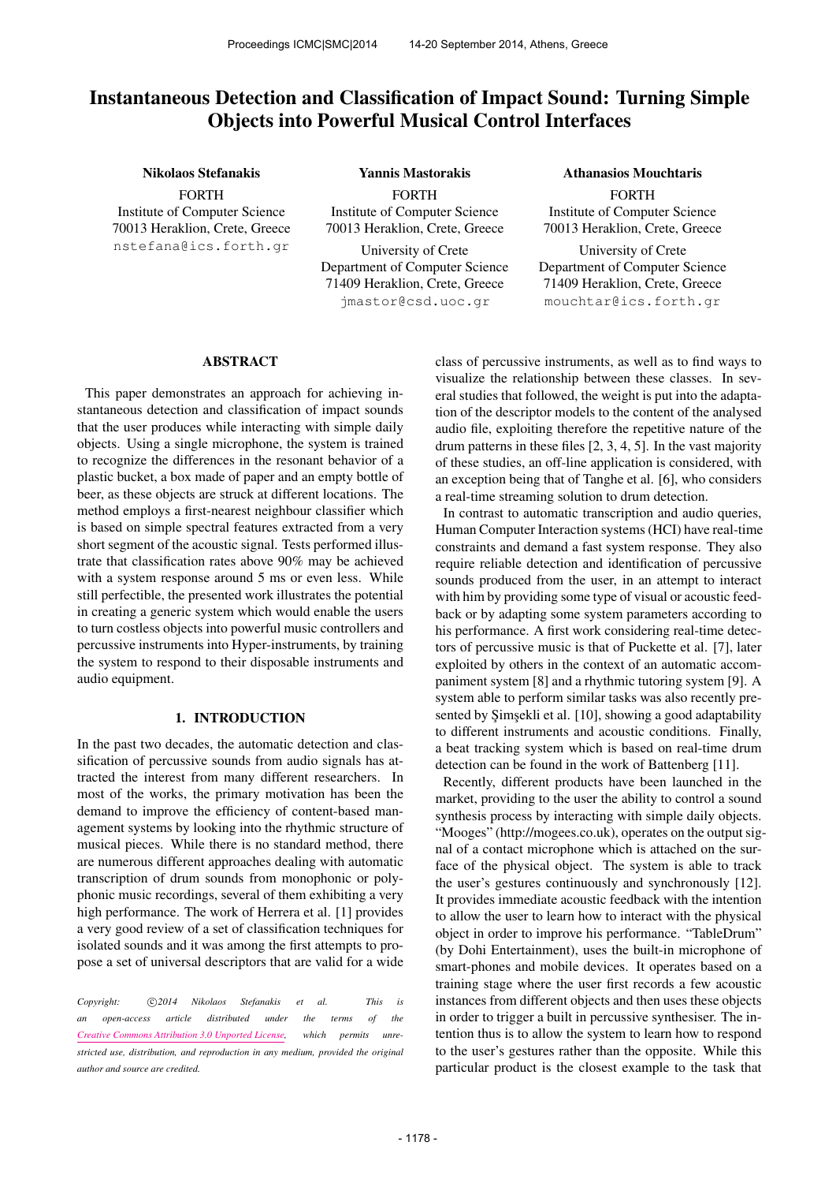# Instantaneous Detection and Classification of Impact Sound: Turning Simple Objects into Powerful Musical Control Interfaces

**Nikolaos Stefanakis**
FORTH
Institute of Computer Science
70013 Heraklion, Crete, Greece
nstefana@ics.forth.gr

**Yannis Mastorakis**
FORTH
Institute of Computer Science
70013 Heraklion, Crete, Greece
University of Crete
Department of Computer Science
71409 Heraklion, Crete, Greece
jmastor@csd.uoc.gr

**Athanasios Mouchtaris**
FORTH
Institute of Computer Science
70013 Heraklion, Crete, Greece
University of Crete
Department of Computer Science
71409 Heraklion, Crete, Greece
mouchtar@ics.forth.gr

## ABSTRACT

This paper demonstrates an approach for achieving instantaneous detection and classification of impact sounds that the user produces while interacting with simple daily objects. Using a single microphone, the system is trained to recognize the differences in the resonant behavior of a plastic bucket, a box made of paper and an empty bottle of beer, as these objects are struck at different locations. The method employs a first-nearest neighbour classifier which is based on simple spectral features extracted from a very short segment of the acoustic signal. Tests performed illustrate that classification rates above 90% may be achieved with a system response around 5 ms or even less. While still perfectible, the presented work illustrates the potential in creating a generic system which would enable the users to turn costless objects into powerful music controllers and percussive instruments into Hyper-instruments, by training the system to respond to their disposable instruments and audio equipment.

## 1. INTRODUCTION

In the past two decades, the automatic detection and classification of percussive sounds from audio signals has attracted the interest from many different researchers. In most of the works, the primary motivation has been the demand to improve the efficiency of content-based management systems by looking into the rhythmic structure of musical pieces. While there is no standard method, there are numerous different approaches dealing with automatic transcription of drum sounds from monophonic or polyphonic music recordings, several of them exhibiting a very high performance. The work of Herrera et al. [1] provides a very good review of a set of classification techniques for isolated sounds and it was among the first attempts to propose a set of universal descriptors that are valid for a wide class of percussive instruments, as well as to find ways to visualize the relationship between these classes. In several studies that followed, the weight is put into the adaptation of the descriptor models to the content of the analysed audio file, exploiting therefore the repetitive nature of the drum patterns in these files [2, 3, 4, 5]. In the vast majority of these studies, an off-line application is considered, with an exception being that of Tanghe et al. [6], who considers a real-time streaming solution to drum detection.

In contrast to automatic transcription and audio queries, Human Computer Interaction systems (HCI) have real-time constraints and demand a fast system response. They also require reliable detection and identification of percussive sounds produced from the user, in an attempt to interact with him by providing some type of visual or acoustic feedback or by adapting some system parameters according to his performance. A first work considering real-time detectors of percussive music is that of Puckette et al. [7], later exploited by others in the context of an automatic accompaniment system [8] and a rhythmic tutoring system [9]. A system able to perform similar tasks was also recently presented by Şimşekli et al. [10], showing a good adaptability to different instruments and acoustic conditions. Finally, a beat tracking system which is based on real-time drum detection can be found in the work of Battenberg [11].

Recently, different products have been launched in the market, providing to the user the ability to control a sound synthesis process by interacting with simple daily objects. "Mooges" (http://mogees.co.uk), operates on the output signal of a contact microphone which is attached on the surface of the physical object. The system is able to track the user's gestures continuously and synchronously [12]. It provides immediate acoustic feedback with the intention to allow the user to learn how to interact with the physical object in order to improve his performance. "TableDrum" (by Dohi Entertainment), uses the built-in microphone of smart-phones and mobile devices. It operates based on a training stage where the user first records a few acoustic instances from different objects and then uses these objects in order to trigger a built in percussive synthesiser. The intention thus is to allow the system to learn how to respond to the user's gestures rather than the opposite. While this particular product is the closest example to the task that

*Copyright: ©2014 Nikolaos Stefanakis et al. This is an open-access article distributed under the terms of the Creative Commons Attribution 3.0 Unported License, which permits unrestricted use, distribution, and reproduction in any medium, provided the original author and source are credited.*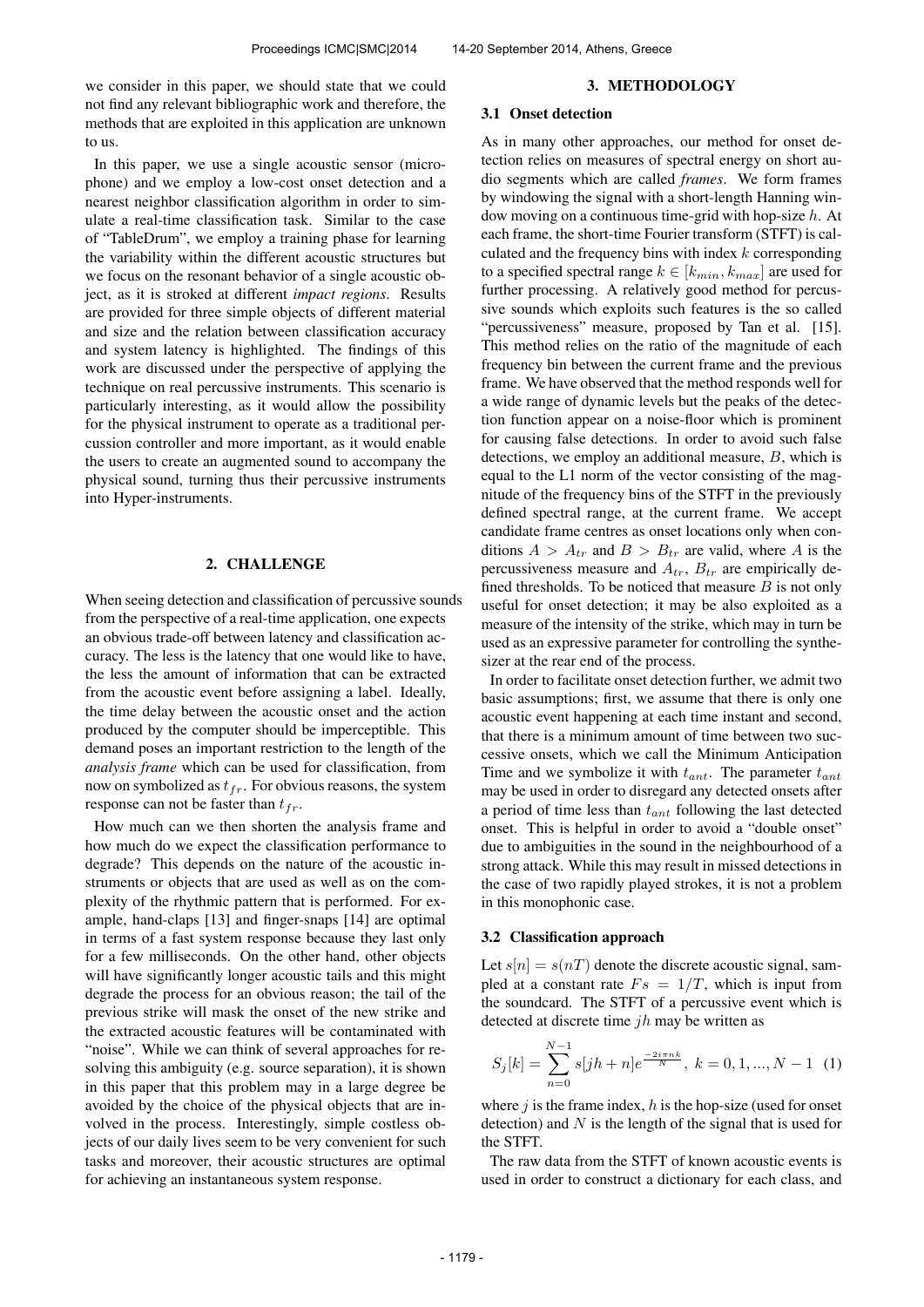we consider in this paper, we should state that we could not find any relevant bibliographic work and therefore, the methods that are exploited in this application are unknown to us.

In this paper, we use a single acoustic sensor (microphone) and we employ a low-cost onset detection and a nearest neighbor classification algorithm in order to simulate a real-time classification task. Similar to the case of "TableDrum", we employ a training phase for learning the variability within the different acoustic structures but we focus on the resonant behavior of a single acoustic object, as it is stroked at different *impact regions*. Results are provided for three simple objects of different material and size and the relation between classification accuracy and system latency is highlighted. The findings of this work are discussed under the perspective of applying the technique on real percussive instruments. This scenario is particularly interesting, as it would allow the possibility for the physical instrument to operate as a traditional percussion controller and more important, as it would enable the users to create an augmented sound to accompany the physical sound, turning thus their percussive instruments into Hyper-instruments.

## 2. CHALLENGE

When seeing detection and classification of percussive sounds from the perspective of a real-time application, one expects an obvious trade-off between latency and classification accuracy. The less is the latency that one would like to have, the less the amount of information that can be extracted from the acoustic event before assigning a label. Ideally, the time delay between the acoustic onset and the action produced by the computer should be imperceptible. This demand poses an important restriction to the length of the *analysis frame* which can be used for classification, from now on symbolized as $t_{fr}$. For obvious reasons, the system response can not be faster than $t_{fr}$.

How much can we then shorten the analysis frame and how much do we expect the classification performance to degrade? This depends on the nature of the acoustic instruments or objects that are used as well as on the complexity of the rhythmic pattern that is performed. For example, hand-claps [13] and finger-snaps [14] are optimal in terms of a fast system response because they last only for a few milliseconds. On the other hand, other objects will have significantly longer acoustic tails and this might degrade the process for an obvious reason; the tail of the previous strike will mask the onset of the new strike and the extracted acoustic features will be contaminated with "noise". While we can think of several approaches for resolving this ambiguity (e.g. source separation), it is shown in this paper that this problem may in a large degree be avoided by the choice of the physical objects that are involved in the process. Interestingly, simple costless objects of our daily lives seem to be very convenient for such tasks and moreover, their acoustic structures are optimal for achieving an instantaneous system response.

## 3. METHODOLOGY

### 3.1 Onset detection

As in many other approaches, our method for onset detection relies on measures of spectral energy on short audio segments which are called *frames*. We form frames by windowing the signal with a short-length Hanning window moving on a continuous time-grid with hop-size $h$. At each frame, the short-time Fourier transform (STFT) is calculated and the frequency bins with index $k$ corresponding to a specified spectral range $k \in [k_{min}, k_{max}]$ are used for further processing. A relatively good method for percussive sounds which exploits such features is the so called "percussiveness" measure, proposed by Tan et al. [15]. This method relies on the ratio of the magnitude of each frequency bin between the current frame and the previous frame. We have observed that the method responds well for a wide range of dynamic levels but the peaks of the detection function appear on a noise-floor which is prominent for causing false detections. In order to avoid such false detections, we employ an additional measure, $B$, which is equal to the L1 norm of the vector consisting of the magnitude of the frequency bins of the STFT in the previously defined spectral range, at the current frame. We accept candidate frame centres as onset locations only when conditions $A > A_{tr}$ and $B > B_{tr}$ are valid, where $A$ is the percussiveness measure and $A_{tr}$, $B_{tr}$ are empirically defined thresholds. To be noticed that measure $B$ is not only useful for onset detection; it may be also exploited as a measure of the intensity of the strike, which may in turn be used as an expressive parameter for controlling the synthesizer at the rear end of the process.

In order to facilitate onset detection further, we admit two basic assumptions; first, we assume that there is only one acoustic event happening at each time instant and second, that there is a minimum amount of time between two successive onsets, which we call the Minimum Anticipation Time and we symbolize it with $t_{ant}$. The parameter $t_{ant}$ may be used in order to disregard any detected onsets after a period of time less than $t_{ant}$ following the last detected onset. This is helpful in order to avoid a "double onset" due to ambiguities in the sound in the neighbourhood of a strong attack. While this may result in missed detections in the case of two rapidly played strokes, it is not a problem in this monophonic case.

### 3.2 Classification approach

Let $s[n] = s(nT)$ denote the discrete acoustic signal, sampled at a constant rate $Fs = 1/T$, which is input from the soundcard. The STFT of a percussive event which is detected at discrete time $jh$ may be written as

$$S_j[k] = \sum_{n=0}^{N-1} s[jh+n] e^{\frac{-2i\pi nk}{N}}, \; k = 0, 1, ..., N-1 \quad (1)$$

where $j$ is the frame index, $h$ is the hop-size (used for onset detection) and $N$ is the length of the signal that is used for the STFT.

The raw data from the STFT of known acoustic events is used in order to construct a dictionary for each class, and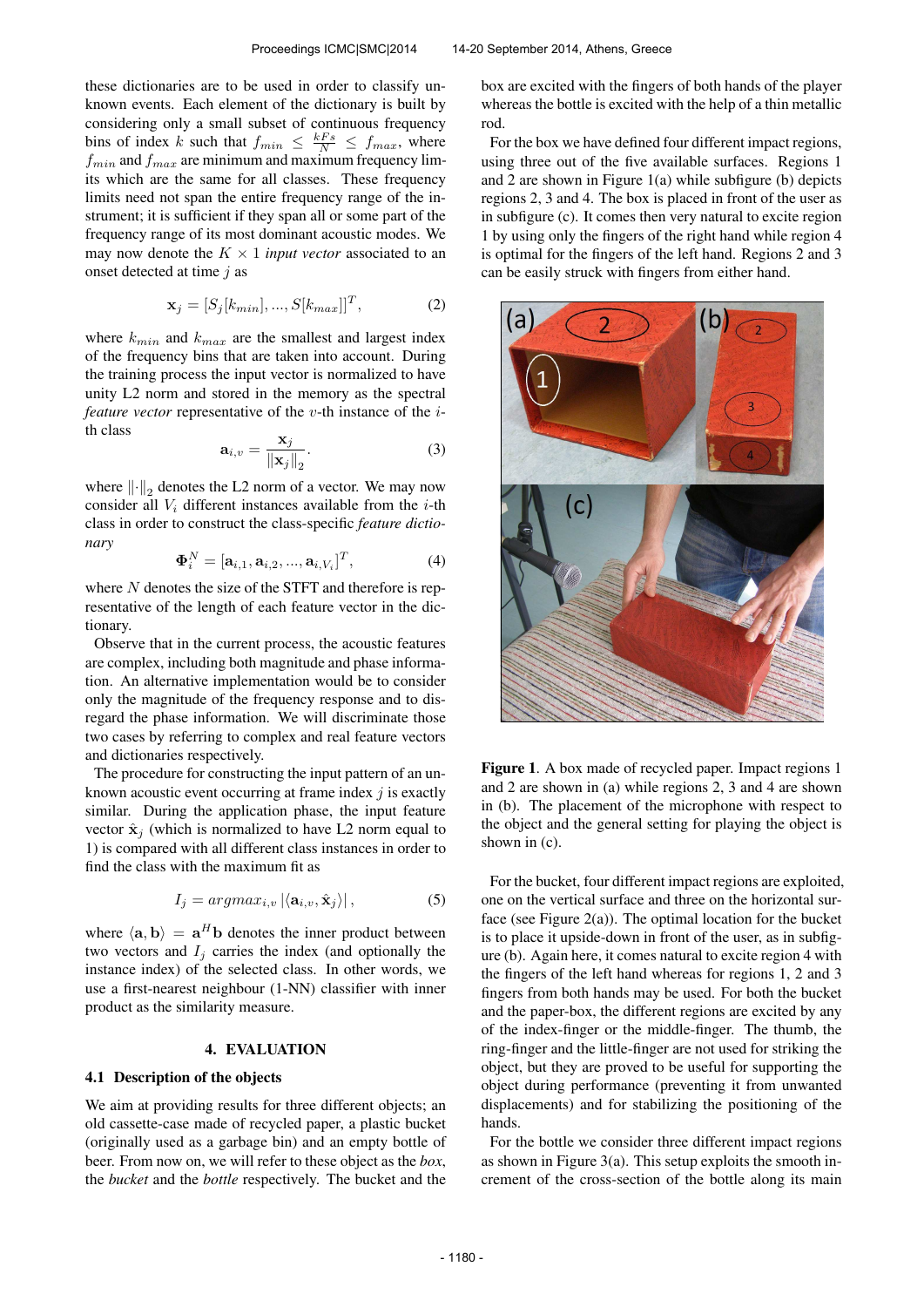these dictionaries are to be used in order to classify unknown events. Each element of the dictionary is built by considering only a small subset of continuous frequency bins of index $k$ such that $f_{min} \leq \frac{kFs}{N} \leq f_{max}$, where $f_{min}$ and $f_{max}$ are minimum and maximum frequency limits which are the same for all classes. These frequency limits need not span the entire frequency range of the instrument; it is sufficient if they span all or some part of the frequency range of its most dominant acoustic modes. We may now denote the $K \times 1$ *input vector* associated to an onset detected at time $j$ as

$$\mathbf{x}_j = [S_j[k_{min}], ..., S[k_{max}]]^T, \tag{2}$$

where $k_{min}$ and $k_{max}$ are the smallest and largest index of the frequency bins that are taken into account. During the training process the input vector is normalized to have unity L2 norm and stored in the memory as the spectral *feature vector* representative of the $v$-th instance of the $i$-th class

$$\mathbf{a}_{i,v} = \frac{\mathbf{x}_j}{\|\mathbf{x}_j\|_2}. \tag{3}$$

where $\|\cdot\|_2$ denotes the L2 norm of a vector. We may now consider all $V_i$ different instances available from the $i$-th class in order to construct the class-specific *feature dictionary*

$$\mathbf{\Phi}_i^N = [\mathbf{a}_{i,1}, \mathbf{a}_{i,2}, ..., \mathbf{a}_{i,V_i}]^T, \tag{4}$$

where $N$ denotes the size of the STFT and therefore is representative of the length of each feature vector in the dictionary.

Observe that in the current process, the acoustic features are complex, including both magnitude and phase information. An alternative implementation would be to consider only the magnitude of the frequency response and to disregard the phase information. We will discriminate those two cases by referring to complex and real feature vectors and dictionaries respectively.

The procedure for constructing the input pattern of an unknown acoustic event occurring at frame index $j$ is exactly similar. During the application phase, the input feature vector $\hat{\mathbf{x}}_j$ (which is normalized to have L2 norm equal to 1) is compared with all different class instances in order to find the class with the maximum fit as

$$I_j = argmax_{i,v} \left|\langle \mathbf{a}_{i,v}, \hat{\mathbf{x}}_j \rangle\right|, \tag{5}$$

where $\langle \mathbf{a}, \mathbf{b} \rangle = \mathbf{a}^H \mathbf{b}$ denotes the inner product between two vectors and $I_j$ carries the index (and optionally the instance index) of the selected class. In other words, we use a first-nearest neighbour (1-NN) classifier with inner product as the similarity measure.

## 4. EVALUATION

### 4.1 Description of the objects

We aim at providing results for three different objects; an old cassette-case made of recycled paper, a plastic bucket (originally used as a garbage bin) and an empty bottle of beer. From now on, we will refer to these object as the *box*, the *bucket* and the *bottle* respectively. The bucket and the box are excited with the fingers of both hands of the player whereas the bottle is excited with the help of a thin metallic rod.

For the box we have defined four different impact regions, using three out of the five available surfaces. Regions 1 and 2 are shown in Figure 1(a) while subfigure (b) depicts regions 2, 3 and 4. The box is placed in front of the user as in subfigure (c). It comes then very natural to excite region 1 by using only the fingers of the right hand while region 4 is optimal for the fingers of the left hand. Regions 2 and 3 can be easily struck with fingers from either hand.

**Figure 1**. A box made of recycled paper. Impact regions 1 and 2 are shown in (a) while regions 2, 3 and 4 are shown in (b). The placement of the microphone with respect to the object and the general setting for playing the object is shown in (c).

For the bucket, four different impact regions are exploited, one on the vertical surface and three on the horizontal surface (see Figure 2(a)). The optimal location for the bucket is to place it upside-down in front of the user, as in subfigure (b). Again here, it comes natural to excite region 4 with the fingers of the left hand whereas for regions 1, 2 and 3 fingers from both hands may be used. For both the bucket and the paper-box, the different regions are excited by any of the index-finger or the middle-finger. The thumb, the ring-finger and the little-finger are not used for striking the object, but they are proved to be useful for supporting the object during performance (preventing it from unwanted displacements) and for stabilizing the positioning of the hands.

For the bottle we consider three different impact regions as shown in Figure 3(a). This setup exploits the smooth increment of the cross-section of the bottle along its main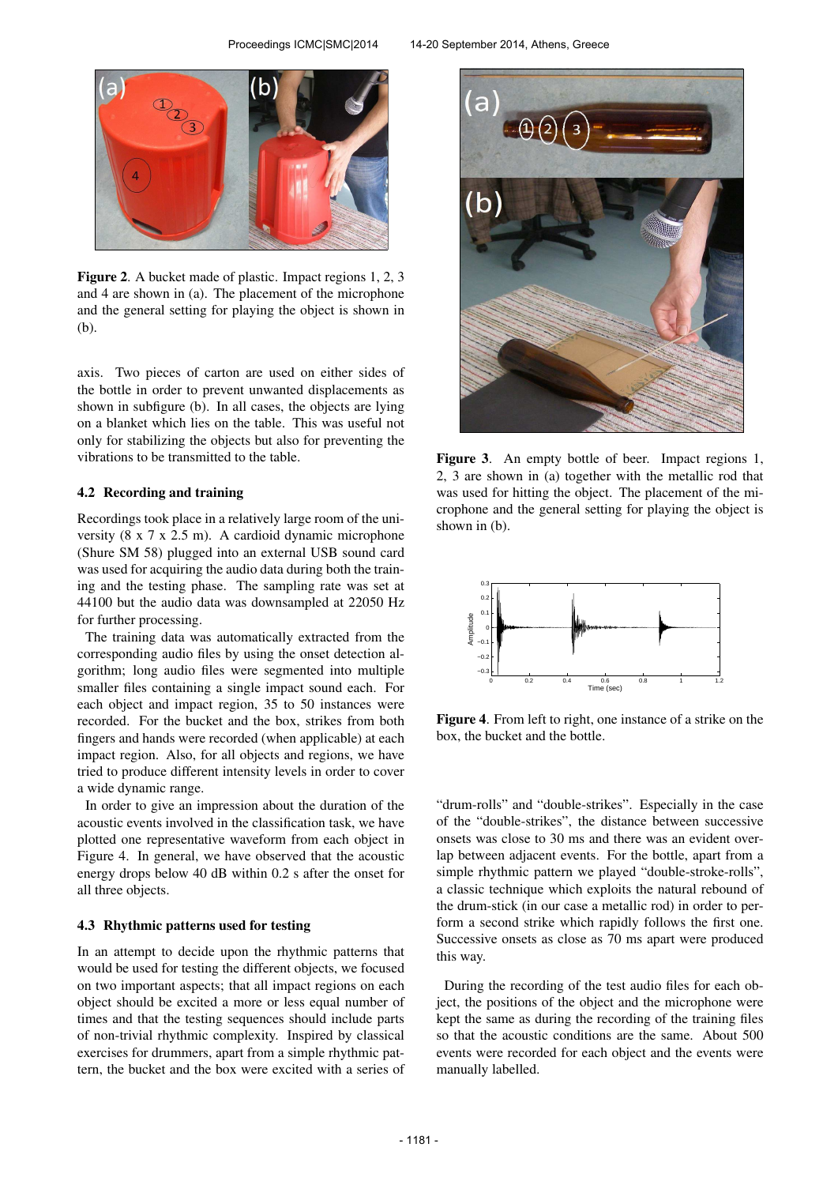**Figure 2**. A bucket made of plastic. Impact regions 1, 2, 3 and 4 are shown in (a). The placement of the microphone and the general setting for playing the object is shown in (b).

axis. Two pieces of carton are used on either sides of the bottle in order to prevent unwanted displacements as shown in subfigure (b). In all cases, the objects are lying on a blanket which lies on the table. This was useful not only for stabilizing the objects but also for preventing the vibrations to be transmitted to the table.

### 4.2 Recording and training

Recordings took place in a relatively large room of the university (8 x 7 x 2.5 m). A cardioid dynamic microphone (Shure SM 58) plugged into an external USB sound card was used for acquiring the audio data during both the training and the testing phase. The sampling rate was set at 44100 but the audio data was downsampled at 22050 Hz for further processing.

The training data was automatically extracted from the corresponding audio files by using the onset detection algorithm; long audio files were segmented into multiple smaller files containing a single impact sound each. For each object and impact region, 35 to 50 instances were recorded. For the bucket and the box, strikes from both fingers and hands were recorded (when applicable) at each impact region. Also, for all objects and regions, we have tried to produce different intensity levels in order to cover a wide dynamic range.

In order to give an impression about the duration of the acoustic events involved in the classification task, we have plotted one representative waveform from each object in Figure 4. In general, we have observed that the acoustic energy drops below 40 dB within 0.2 s after the onset for all three objects.

### 4.3 Rhythmic patterns used for testing

In an attempt to decide upon the rhythmic patterns that would be used for testing the different objects, we focused on two important aspects; that all impact regions on each object should be excited a more or less equal number of times and that the testing sequences should include parts of non-trivial rhythmic complexity. Inspired by classical exercises for drummers, apart from a simple rhythmic pattern, the bucket and the box were excited with a series of

**Figure 3**. An empty bottle of beer. Impact regions 1, 2, 3 are shown in (a) together with the metallic rod that was used for hitting the object. The placement of the microphone and the general setting for playing the object is shown in (b).

**Figure 4**. From left to right, one instance of a strike on the box, the bucket and the bottle.

"drum-rolls" and "double-strikes". Especially in the case of the "double-strikes", the distance between successive onsets was close to 30 ms and there was an evident overlap between adjacent events. For the bottle, apart from a simple rhythmic pattern we played "double-stroke-rolls", a classic technique which exploits the natural rebound of the drum-stick (in our case a metallic rod) in order to perform a second strike which rapidly follows the first one. Successive onsets as close as 70 ms apart were produced this way.

During the recording of the test audio files for each object, the positions of the object and the microphone were kept the same as during the recording of the training files so that the acoustic conditions are the same. About 500 events were recorded for each object and the events were manually labelled.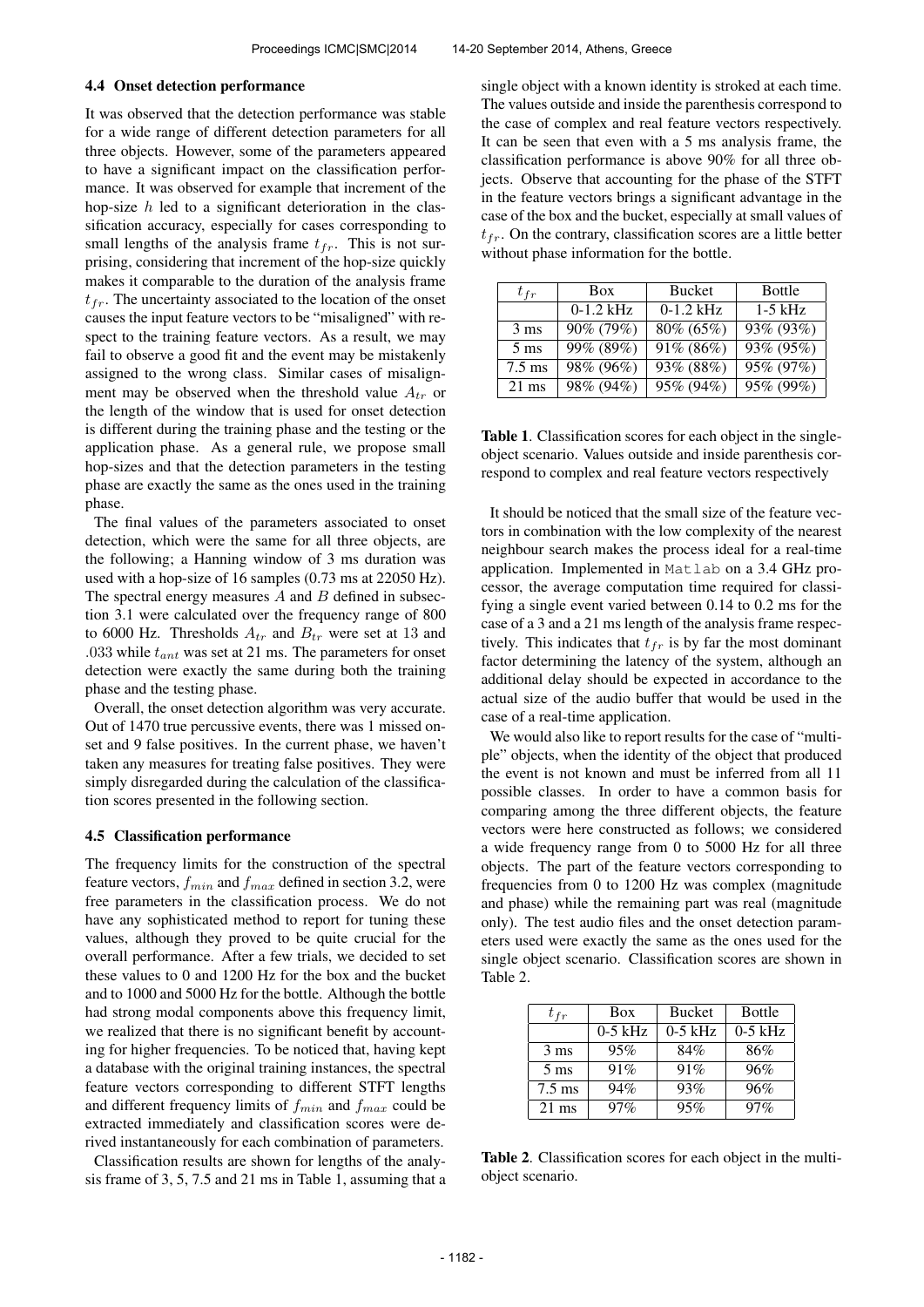### 4.4 Onset detection performance

It was observed that the detection performance was stable for a wide range of different detection parameters for all three objects. However, some of the parameters appeared to have a significant impact on the classification performance. It was observed for example that increment of the hop-size $h$ led to a significant deterioration in the classification accuracy, especially for cases corresponding to small lengths of the analysis frame $t_{fr}$. This is not surprising, considering that increment of the hop-size quickly makes it comparable to the duration of the analysis frame $t_{fr}$. The uncertainty associated to the location of the onset causes the input feature vectors to be "misaligned" with respect to the training feature vectors. As a result, we may fail to observe a good fit and the event may be mistakenly assigned to the wrong class. Similar cases of misalignment may be observed when the threshold value $A_{tr}$ or the length of the window that is used for onset detection is different during the training phase and the testing or the application phase. As a general rule, we propose small hop-sizes and that the detection parameters in the testing phase are exactly the same as the ones used in the training phase.

The final values of the parameters associated to onset detection, which were the same for all three objects, are the following; a Hanning window of 3 ms duration was used with a hop-size of 16 samples (0.73 ms at 22050 Hz). The spectral energy measures $A$ and $B$ defined in subsection 3.1 were calculated over the frequency range of 800 to 6000 Hz. Thresholds $A_{tr}$ and $B_{tr}$ were set at 13 and .033 while $t_{ant}$ was set at 21 ms. The parameters for onset detection were exactly the same during both the training phase and the testing phase.

Overall, the onset detection algorithm was very accurate. Out of 1470 true percussive events, there was 1 missed onset and 9 false positives. In the current phase, we haven't taken any measures for treating false positives. They were simply disregarded during the calculation of the classification scores presented in the following section.

### 4.5 Classification performance

The frequency limits for the construction of the spectral feature vectors, $f_{min}$ and $f_{max}$ defined in section 3.2, were free parameters in the classification process. We do not have any sophisticated method to report for tuning these values, although they proved to be quite crucial for the overall performance. After a few trials, we decided to set these values to 0 and 1200 Hz for the box and the bucket and to 1000 and 5000 Hz for the bottle. Although the bottle had strong modal components above this frequency limit, we realized that there is no significant benefit by accounting for higher frequencies. To be noticed that, having kept a database with the original training instances, the spectral feature vectors corresponding to different STFT lengths and different frequency limits of $f_{min}$ and $f_{max}$ could be extracted immediately and classification scores were derived instantaneously for each combination of parameters.

Classification results are shown for lengths of the analysis frame of 3, 5, 7.5 and 21 ms in Table 1, assuming that a single object with a known identity is stroked at each time. The values outside and inside the parenthesis correspond to the case of complex and real feature vectors respectively. It can be seen that even with a 5 ms analysis frame, the classification performance is above 90% for all three objects. Observe that accounting for the phase of the STFT in the feature vectors brings a significant advantage in the case of the box and the bucket, especially at small values of $t_{fr}$. On the contrary, classification scores are a little better without phase information for the bottle.

| $t_{fr}$ | Box | Bucket | Bottle |
|---|---|---|---|
| | 0-1.2 kHz | 0-1.2 kHz | 1-5 kHz |
| 3 ms | 90% (79%) | 80% (65%) | 93% (93%) |
| 5 ms | 99% (89%) | 91% (86%) | 93% (95%) |
| 7.5 ms | 98% (96%) | 93% (88%) | 95% (97%) |
| 21 ms | 98% (94%) | 95% (94%) | 95% (99%) |

**Table 1**. Classification scores for each object in the single-object scenario. Values outside and inside parenthesis correspond to complex and real feature vectors respectively

It should be noticed that the small size of the feature vectors in combination with the low complexity of the nearest neighbour search makes the process ideal for a real-time application. Implemented in `Matlab` on a 3.4 GHz processor, the average computation time required for classifying a single event varied between 0.14 to 0.2 ms for the case of a 3 and a 21 ms length of the analysis frame respectively. This indicates that $t_{fr}$ is by far the most dominant factor determining the latency of the system, although an additional delay should be expected in accordance to the actual size of the audio buffer that would be used in the case of a real-time application.

We would also like to report results for the case of "multiple" objects, when the identity of the object that produced the event is not known and must be inferred from all 11 possible classes. In order to have a common basis for comparing among the three different objects, the feature vectors were here constructed as follows; we considered a wide frequency range from 0 to 5000 Hz for all three objects. The part of the feature vectors corresponding to frequencies from 0 to 1200 Hz was complex (magnitude and phase) while the remaining part was real (magnitude only). The test audio files and the onset detection parameters used were exactly the same as the ones used for the single object scenario. Classification scores are shown in Table 2.

| $t_{fr}$ | Box | Bucket | Bottle |
|---|---|---|---|
| | 0-5 kHz | 0-5 kHz | 0-5 kHz |
| 3 ms | 95% | 84% | 86% |
| 5 ms | 91% | 91% | 96% |
| 7.5 ms | 94% | 93% | 96% |
| 21 ms | 97% | 95% | 97% |

**Table 2**. Classification scores for each object in the multi-object scenario.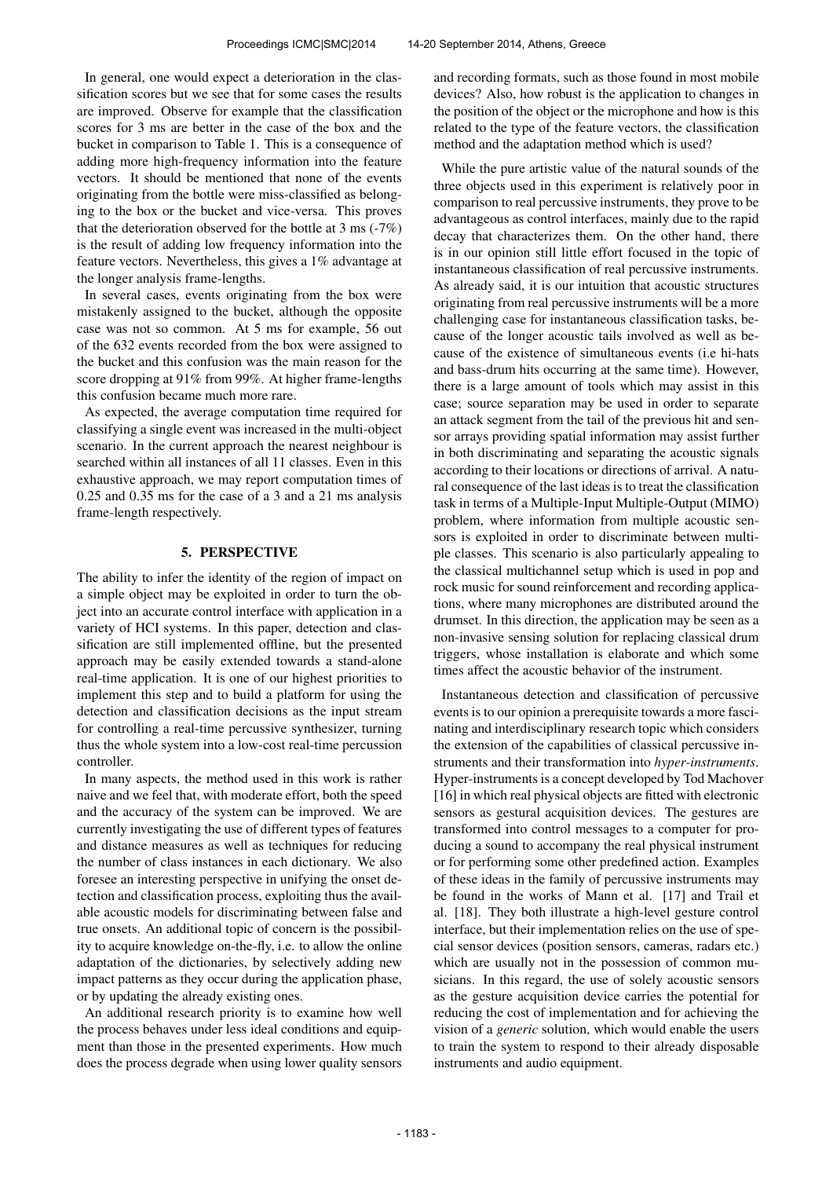In general, one would expect a deterioration in the classification scores but we see that for some cases the results are improved. Observe for example that the classification scores for 3 ms are better in the case of the box and the bucket in comparison to Table 1. This is a consequence of adding more high-frequency information into the feature vectors. It should be mentioned that none of the events originating from the bottle were miss-classified as belonging to the box or the bucket and vice-versa. This proves that the deterioration observed for the bottle at 3 ms (-7%) is the result of adding low frequency information into the feature vectors. Nevertheless, this gives a 1% advantage at the longer analysis frame-lengths.

In several cases, events originating from the box were mistakenly assigned to the bucket, although the opposite case was not so common. At 5 ms for example, 56 out of the 632 events recorded from the box were assigned to the bucket and this confusion was the main reason for the score dropping at 91% from 99%. At higher frame-lengths this confusion became much more rare.

As expected, the average computation time required for classifying a single event was increased in the multi-object scenario. In the current approach the nearest neighbour is searched within all instances of all 11 classes. Even in this exhaustive approach, we may report computation times of 0.25 and 0.35 ms for the case of a 3 and a 21 ms analysis frame-length respectively.

## 5. PERSPECTIVE

The ability to infer the identity of the region of impact on a simple object may be exploited in order to turn the object into an accurate control interface with application in a variety of HCI systems. In this paper, detection and classification are still implemented offline, but the presented approach may be easily extended towards a stand-alone real-time application. It is one of our highest priorities to implement this step and to build a platform for using the detection and classification decisions as the input stream for controlling a real-time percussive synthesizer, turning thus the whole system into a low-cost real-time percussion controller.

In many aspects, the method used in this work is rather naive and we feel that, with moderate effort, both the speed and the accuracy of the system can be improved. We are currently investigating the use of different types of features and distance measures as well as techniques for reducing the number of class instances in each dictionary. We also foresee an interesting perspective in unifying the onset detection and classification process, exploiting thus the available acoustic models for discriminating between false and true onsets. An additional topic of concern is the possibility to acquire knowledge on-the-fly, i.e. to allow the online adaptation of the dictionaries, by selectively adding new impact patterns as they occur during the application phase, or by updating the already existing ones.

An additional research priority is to examine how well the process behaves under less ideal conditions and equipment than those in the presented experiments. How much does the process degrade when using lower quality sensors and recording formats, such as those found in most mobile devices? Also, how robust is the application to changes in the position of the object or the microphone and how is this related to the type of the feature vectors, the classification method and the adaptation method which is used?

While the pure artistic value of the natural sounds of the three objects used in this experiment is relatively poor in comparison to real percussive instruments, they prove to be advantageous as control interfaces, mainly due to the rapid decay that characterizes them. On the other hand, there is in our opinion still little effort focused in the topic of instantaneous classification of real percussive instruments. As already said, it is our intuition that acoustic structures originating from real percussive instruments will be a more challenging case for instantaneous classification tasks, because of the longer acoustic tails involved as well as because of the existence of simultaneous events (i.e hi-hats and bass-drum hits occurring at the same time). However, there is a large amount of tools which may assist in this case; source separation may be used in order to separate an attack segment from the tail of the previous hit and sensor arrays providing spatial information may assist further in both discriminating and separating the acoustic signals according to their locations or directions of arrival. A natural consequence of the last ideas is to treat the classification task in terms of a Multiple-Input Multiple-Output (MIMO) problem, where information from multiple acoustic sensors is exploited in order to discriminate between multiple classes. This scenario is also particularly appealing to the classical multichannel setup which is used in pop and rock music for sound reinforcement and recording applications, where many microphones are distributed around the drumset. In this direction, the application may be seen as a non-invasive sensing solution for replacing classical drum triggers, whose installation is elaborate and which some times affect the acoustic behavior of the instrument.

Instantaneous detection and classification of percussive events is to our opinion a prerequisite towards a more fascinating and interdisciplinary research topic which considers the extension of the capabilities of classical percussive instruments and their transformation into *hyper-instruments*. Hyper-instruments is a concept developed by Tod Machover [16] in which real physical objects are fitted with electronic sensors as gestural acquisition devices. The gestures are transformed into control messages to a computer for producing a sound to accompany the real physical instrument or for performing some other predefined action. Examples of these ideas in the family of percussive instruments may be found in the works of Mann et al. [17] and Trail et al. [18]. They both illustrate a high-level gesture control interface, but their implementation relies on the use of special sensor devices (position sensors, cameras, radars etc.) which are usually not in the possession of common musicians. In this regard, the use of solely acoustic sensors as the gesture acquisition device carries the potential for reducing the cost of implementation and for achieving the vision of a *generic* solution, which would enable the users to train the system to respond to their already disposable instruments and audio equipment.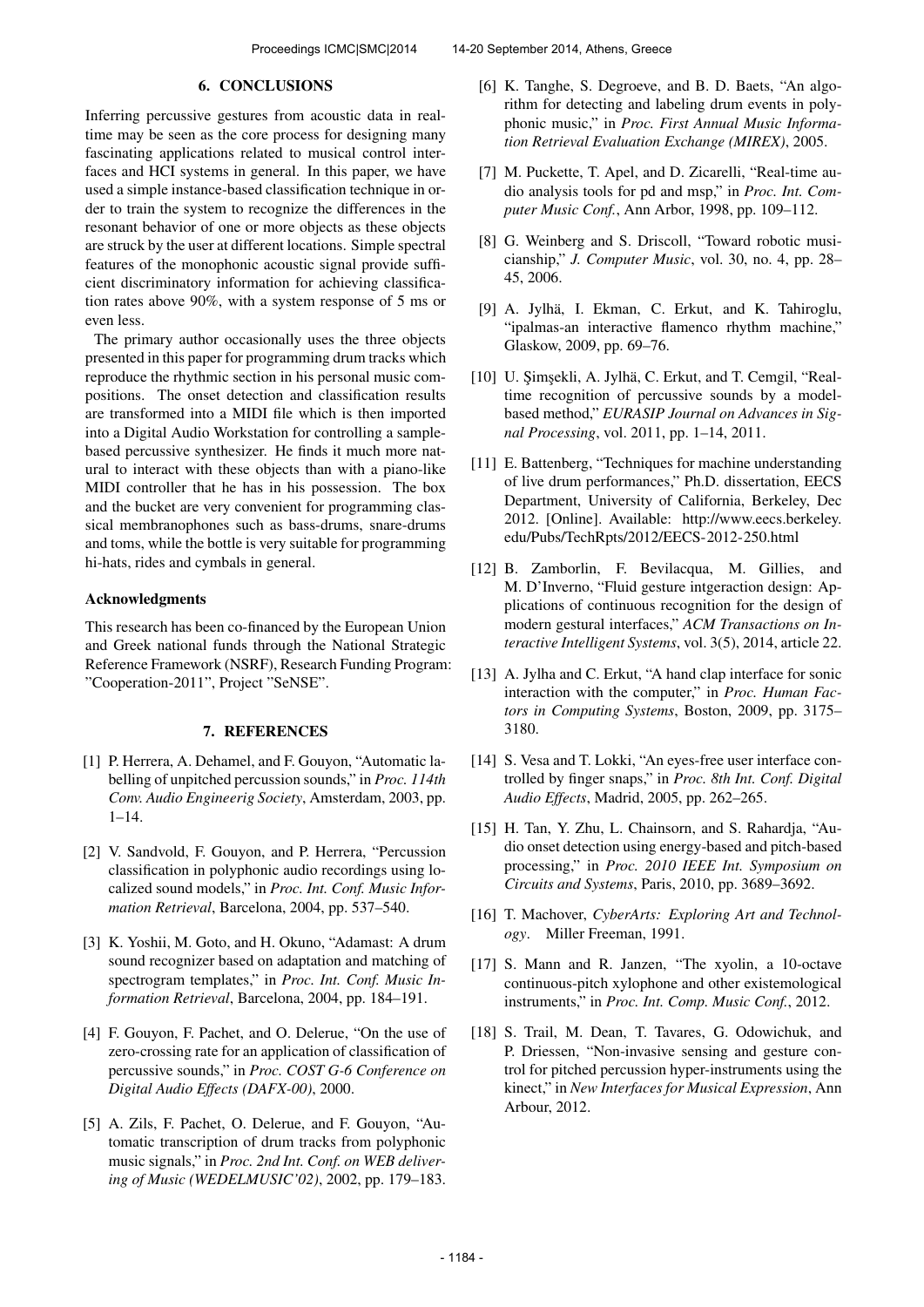## 6. CONCLUSIONS

Inferring percussive gestures from acoustic data in real-time may be seen as the core process for designing many fascinating applications related to musical control interfaces and HCI systems in general. In this paper, we have used a simple instance-based classification technique in order to train the system to recognize the differences in the resonant behavior of one or more objects as these objects are struck by the user at different locations. Simple spectral features of the monophonic acoustic signal provide sufficient discriminatory information for achieving classification rates above 90%, with a system response of 5 ms or even less.

The primary author occasionally uses the three objects presented in this paper for programming drum tracks which reproduce the rhythmic section in his personal music compositions. The onset detection and classification results are transformed into a MIDI file which is then imported into a Digital Audio Workstation for controlling a sample-based percussive synthesizer. He finds it much more natural to interact with these objects than with a piano-like MIDI controller that he has in his possession. The box and the bucket are very convenient for programming classical membranophones such as bass-drums, snare-drums and toms, while the bottle is very suitable for programming hi-hats, rides and cymbals in general.

### Acknowledgments

This research has been co-financed by the European Union and Greek national funds through the National Strategic Reference Framework (NSRF), Research Funding Program: "Cooperation-2011", Project "SeNSE".

## 7. REFERENCES

[1] P. Herrera, A. Dehamel, and F. Gouyon, "Automatic labelling of unpitched percussion sounds," in *Proc. 114th Conv. Audio Engineerig Society*, Amsterdam, 2003, pp. 1–14.

[2] V. Sandvold, F. Gouyon, and P. Herrera, "Percussion classification in polyphonic audio recordings using localized sound models," in *Proc. Int. Conf. Music Information Retrieval*, Barcelona, 2004, pp. 537–540.

[3] K. Yoshii, M. Goto, and H. Okuno, "Adamast: A drum sound recognizer based on adaptation and matching of spectrogram templates," in *Proc. Int. Conf. Music Information Retrieval*, Barcelona, 2004, pp. 184–191.

[4] F. Gouyon, F. Pachet, and O. Delerue, "On the use of zero-crossing rate for an application of classification of percussive sounds," in *Proc. COST G-6 Conference on Digital Audio Effects (DAFX-00)*, 2000.

[5] A. Zils, F. Pachet, O. Delerue, and F. Gouyon, "Automatic transcription of drum tracks from polyphonic music signals," in *Proc. 2nd Int. Conf. on WEB delivering of Music (WEDELMUSIC'02)*, 2002, pp. 179–183.

[6] K. Tanghe, S. Degroeve, and B. D. Baets, "An algorithm for detecting and labeling drum events in polyphonic music," in *Proc. First Annual Music Information Retrieval Evaluation Exchange (MIREX)*, 2005.

[7] M. Puckette, T. Apel, and D. Zicarelli, "Real-time audio analysis tools for pd and msp," in *Proc. Int. Computer Music Conf.*, Ann Arbor, 1998, pp. 109–112.

[8] G. Weinberg and S. Driscoll, "Toward robotic musicianship," *J. Computer Music*, vol. 30, no. 4, pp. 28–45, 2006.

[9] A. Jylhä, I. Ekman, C. Erkut, and K. Tahiroglu, "ipalmas-an interactive flamenco rhythm machine," Glaskow, 2009, pp. 69–76.

[10] U. Şimşekli, A. Jylhä, C. Erkut, and T. Cemgil, "Real-time recognition of percussive sounds by a model-based method," *EURASIP Journal on Advances in Signal Processing*, vol. 2011, pp. 1–14, 2011.

[11] E. Battenberg, "Techniques for machine understanding of live drum performances," Ph.D. dissertation, EECS Department, University of California, Berkeley, Dec 2012. [Online]. Available: http://www.eecs.berkeley.edu/Pubs/TechRpts/2012/EECS-2012-250.html

[12] B. Zamborlin, F. Bevilacqua, M. Gillies, and M. D'Inverno, "Fluid gesture intgeraction design: Applications of continuous recognition for the design of modern gestural interfaces," *ACM Transactions on Interactive Intelligent Systems*, vol. 3(5), 2014, article 22.

[13] A. Jylha and C. Erkut, "A hand clap interface for sonic interaction with the computer," in *Proc. Human Factors in Computing Systems*, Boston, 2009, pp. 3175–3180.

[14] S. Vesa and T. Lokki, "An eyes-free user interface controlled by finger snaps," in *Proc. 8th Int. Conf. Digital Audio Effects*, Madrid, 2005, pp. 262–265.

[15] H. Tan, Y. Zhu, L. Chainsorn, and S. Rahardja, "Audio onset detection using energy-based and pitch-based processing," in *Proc. 2010 IEEE Int. Symposium on Circuits and Systems*, Paris, 2010, pp. 3689–3692.

[16] T. Machover, *CyberArts: Exploring Art and Technology*. Miller Freeman, 1991.

[17] S. Mann and R. Janzen, "The xyolin, a 10-octave continuous-pitch xylophone and other existemological instruments," in *Proc. Int. Comp. Music Conf.*, 2012.

[18] S. Trail, M. Dean, T. Tavares, G. Odowichuk, and P. Driessen, "Non-invasive sensing and gesture control for pitched percussion hyper-instruments using the kinect," in *New Interfaces for Musical Expression*, Ann Arbour, 2012.